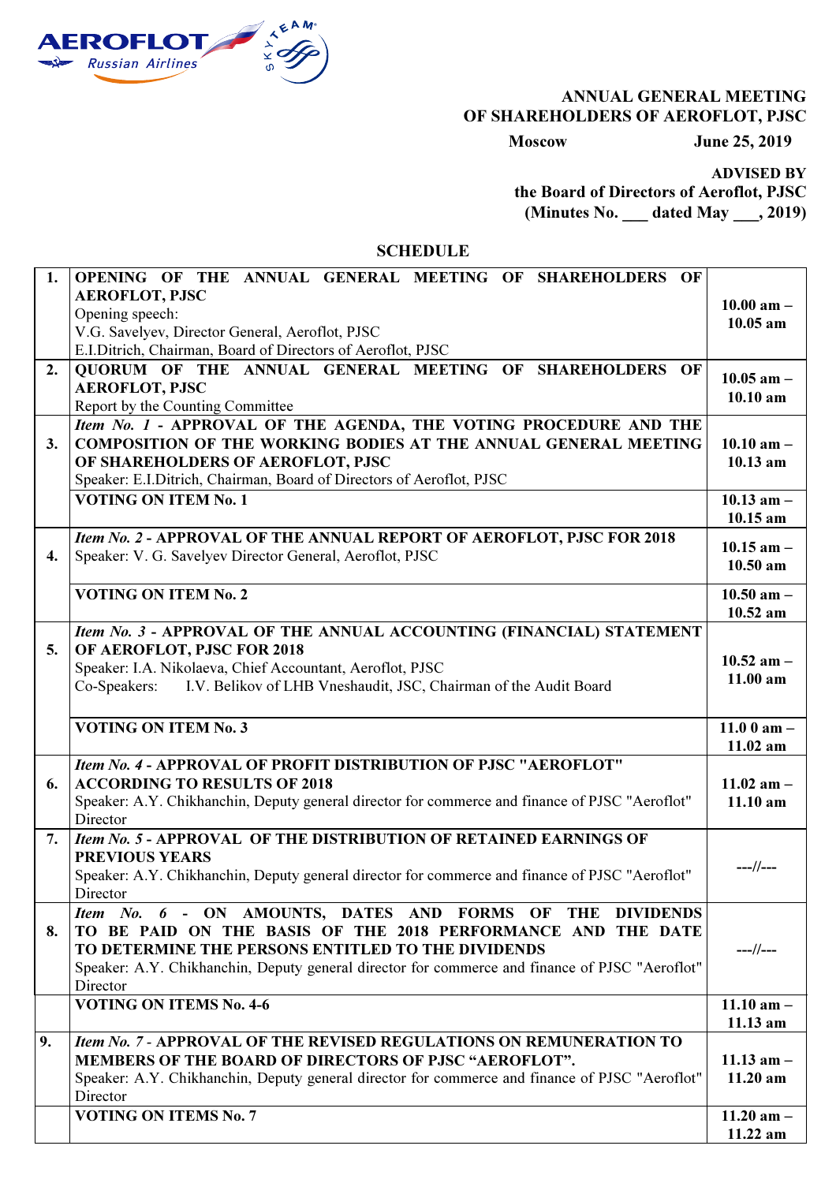AEROFLOT Russian Airlines

**ANNUAL GENERAL MEETING OF SHAREHOLDERS OF AEROFLOT, PJSC**

**Moscow June 25, 2019**

**ADVISED BY**
**the Board of Directors of Aeroflot, PJSC**
**(Minutes No. ___ dated May ___, 2019)**

## SCHEDULE

| | | |
|---|---|---|
| **1.** | **OPENING OF THE ANNUAL GENERAL MEETING OF SHAREHOLDERS OF AEROFLOT, PJSC**<br>Opening speech:<br>V.G. Savelyev, Director General, Aeroflot, PJSC<br>E.I.Ditrich, Chairman, Board of Directors of Aeroflot, PJSC | **10.00 am – 10.05 am** |
| **2.** | **QUORUM OF THE ANNUAL GENERAL MEETING OF SHAREHOLDERS OF AEROFLOT, PJSC**<br>Report by the Counting Committee | **10.05 am – 10.10 am** |
| **3.** | ***Item No. 1*** **- APPROVAL OF THE AGENDA, THE VOTING PROCEDURE AND THE COMPOSITION OF THE WORKING BODIES AT THE ANNUAL GENERAL MEETING OF SHAREHOLDERS OF AEROFLOT, PJSC**<br>Speaker: E.I.Ditrich, Chairman, Board of Directors of Aeroflot, PJSC | **10.10 am – 10.13 am** |
| | **VOTING ON ITEM No. 1** | **10.13 am – 10.15 am** |
| **4.** | ***Item No. 2*** **- APPROVAL OF THE ANNUAL REPORT OF AEROFLOT, PJSC FOR 2018**<br>Speaker: V. G. Savelyev Director General, Aeroflot, PJSC | **10.15 am – 10.50 am** |
| | **VOTING ON ITEM No. 2** | **10.50 am – 10.52 am** |
| **5.** | ***Item No. 3*** **- APPROVAL OF THE ANNUAL ACCOUNTING (FINANCIAL) STATEMENT OF AEROFLOT, PJSC FOR 2018**<br>Speaker: I.A. Nikolaeva, Chief Accountant, Aeroflot, PJSC<br>Co-Speakers: I.V. Belikov of LHB Vneshaudit, JSC, Chairman of the Audit Board | **10.52 am – 11.00 am** |
| | **VOTING ON ITEM No. 3** | **11.0 0 am – 11.02 am** |
| **6.** | ***Item No. 4*** **- APPROVAL OF PROFIT DISTRIBUTION OF PJSC "AEROFLOT" ACCORDING TO RESULTS OF 2018**<br>Speaker: A.Y. Chikhanchin, Deputy general director for commerce and finance of PJSC "Aeroflot" Director | **11.02 am – 11.10 am** |
| **7.** | ***Item No. 5*** **- APPROVAL OF THE DISTRIBUTION OF RETAINED EARNINGS OF PREVIOUS YEARS**<br>Speaker: A.Y. Chikhanchin, Deputy general director for commerce and finance of PJSC "Aeroflot" Director | **---//---** |
| **8.** | ***Item No. 6*** **- ON AMOUNTS, DATES AND FORMS OF THE DIVIDENDS TO BE PAID ON THE BASIS OF THE 2018 PERFORMANCE AND THE DATE TO DETERMINE THE PERSONS ENTITLED TO THE DIVIDENDS**<br>Speaker: A.Y. Chikhanchin, Deputy general director for commerce and finance of PJSC "Aeroflot" Director | **---//---** |
| | **VOTING ON ITEMS No. 4-6** | **11.10 am – 11.13 am** |
| **9.** | ***Item No. 7*** **- APPROVAL OF THE REVISED REGULATIONS ON REMUNERATION TO MEMBERS OF THE BOARD OF DIRECTORS OF PJSC "AEROFLOT".**<br>Speaker: A.Y. Chikhanchin, Deputy general director for commerce and finance of PJSC "Aeroflot" Director | **11.13 am – 11.20 am** |
| | **VOTING ON ITEMS No. 7** | **11.20 am – 11.22 am** |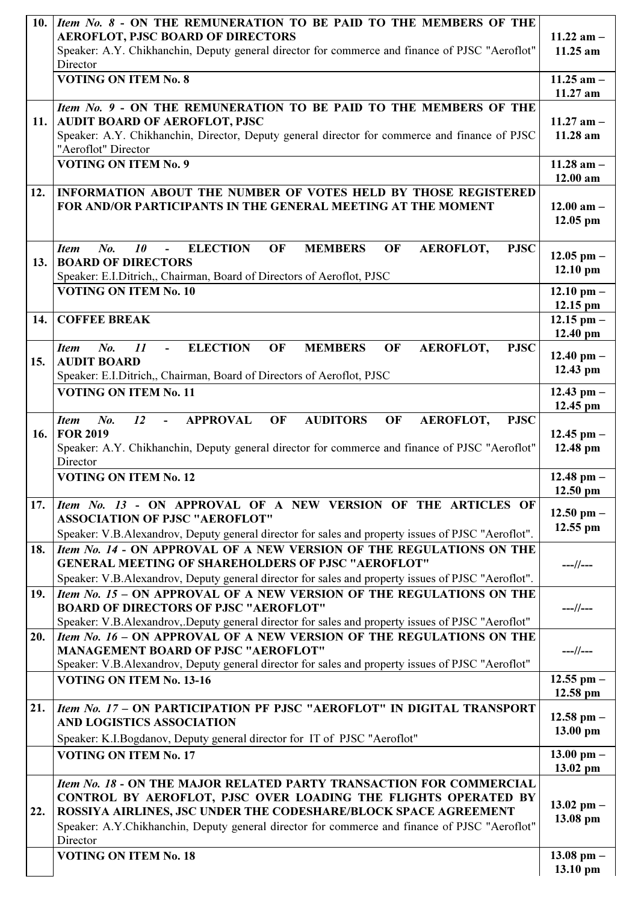| | | |
|---|---|---|
| **10.** | ***Item No. 8*** **- ON THE REMUNERATION TO BE PAID TO THE MEMBERS OF THE AEROFLOT, PJSC BOARD OF DIRECTORS**<br>Speaker: A.Y. Chikhanchin, Deputy general director for commerce and finance of PJSC "Aeroflot" Director | **11.22 am – 11.25 am** |
| | **VOTING ON ITEM No. 8** | **11.25 am – 11.27 am** |
| **11.** | ***Item No. 9*** **- ON THE REMUNERATION TO BE PAID TO THE MEMBERS OF THE AUDIT BOARD OF AEROFLOT, PJSC**<br>Speaker: A.Y. Chikhanchin, Director, Deputy general director for commerce and finance of PJSC "Aeroflot" Director | **11.27 am – 11.28 am** |
| | **VOTING ON ITEM No. 9** | **11.28 am – 12.00 am** |
| **12.** | **INFORMATION ABOUT THE NUMBER OF VOTES HELD BY THOSE REGISTERED FOR AND/OR PARTICIPANTS IN THE GENERAL MEETING AT THE MOMENT** | **12.00 am – 12.05 pm** |
| **13.** | ***Item No. 10*** **- ELECTION OF MEMBERS OF AEROFLOT, PJSC BOARD OF DIRECTORS**<br>Speaker: E.I.Ditrich,, Chairman, Board of Directors of Aeroflot, PJSC | **12.05 pm – 12.10 pm** |
| | **VOTING ON ITEM No. 10** | **12.10 pm – 12.15 pm** |
| **14.** | **COFFEE BREAK** | **12.15 pm – 12.40 pm** |
| **15.** | ***Item No. 11*** **- ELECTION OF MEMBERS OF AEROFLOT, PJSC AUDIT BOARD**<br>Speaker: E.I.Ditrich,, Chairman, Board of Directors of Aeroflot, PJSC | **12.40 pm – 12.43 pm** |
| | **VOTING ON ITEM No. 11** | **12.43 pm – 12.45 pm** |
| **16.** | ***Item No. 12*** **- APPROVAL OF AUDITORS OF AEROFLOT, PJSC FOR 2019**<br>Speaker: A.Y. Chikhanchin, Deputy general director for commerce and finance of PJSC "Aeroflot" Director | **12.45 pm – 12.48 pm** |
| | **VOTING ON ITEM No. 12** | **12.48 pm – 12.50 pm** |
| **17.** | ***Item No. 13*** **- ON APPROVAL OF A NEW VERSION OF THE ARTICLES OF ASSOCIATION OF PJSC "AEROFLOT"**<br>Speaker: V.B.Alexandrov, Deputy general director for sales and property issues of PJSC "Aeroflot". | **12.50 pm – 12.55 pm** |
| **18.** | ***Item No. 14*** **- ON APPROVAL OF A NEW VERSION OF THE REGULATIONS ON THE GENERAL MEETING OF SHAREHOLDERS OF PJSC "AEROFLOT"**<br>Speaker: V.B.Alexandrov, Deputy general director for sales and property issues of PJSC "Aeroflot". | **---//---** |
| **19.** | ***Item No. 15*** **– ON APPROVAL OF A NEW VERSION OF THE REGULATIONS ON THE BOARD OF DIRECTORS OF PJSC "AEROFLOT"**<br>Speaker: V.B.Alexandrov,.Deputy general director for sales and property issues of PJSC "Aeroflot" | **---//---** |
| **20.** | ***Item No. 16*** **– ON APPROVAL OF A NEW VERSION OF THE REGULATIONS ON THE MANAGEMENT BOARD OF PJSC "AEROFLOT"**<br>Speaker: V.B.Alexandrov, Deputy general director for sales and property issues of PJSC "Aeroflot" | **---//---** |
| | **VOTING ON ITEM No. 13-16** | **12.55 pm – 12.58 pm** |
| **21.** | ***Item No. 17*** **– ON PARTICIPATION PF PJSC "AEROFLOT" IN DIGITAL TRANSPORT AND LOGISTICS ASSOCIATION**<br>Speaker: K.I.Bogdanov, Deputy general director for IT of PJSC "Aeroflot" | **12.58 pm – 13.00 pm** |
| | **VOTING ON ITEM No. 17** | **13.00 pm – 13.02 pm** |
| **22.** | ***Item No. 18*** **- ON THE MAJOR RELATED PARTY TRANSACTION FOR COMMERCIAL CONTROL BY AEROFLOT, PJSC OVER LOADING THE FLIGHTS OPERATED BY ROSSIYA AIRLINES, JSC UNDER THE CODESHARE/BLOCK SPACE AGREEMENT**<br>Speaker: A.Y.Chikhanchin, Deputy general director for commerce and finance of PJSC "Aeroflot" Director | **13.02 pm – 13.08 pm** |
| | **VOTING ON ITEM No. 18** | **13.08 pm – 13.10 pm** |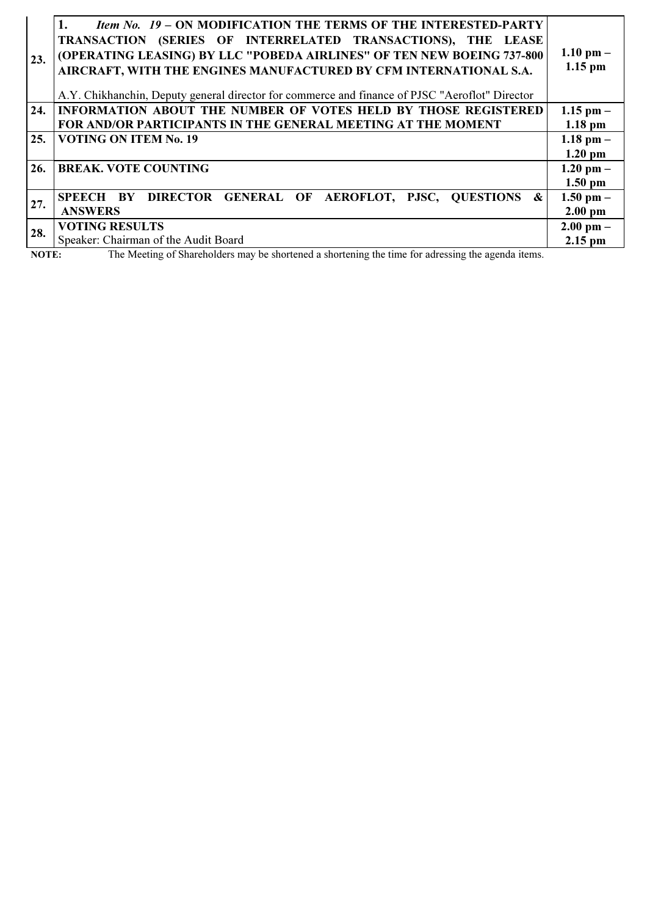| | | |
|---|---|---|
| **23.** | 1. *Item No. 19* – **ON MODIFICATION THE TERMS OF THE INTERESTED-PARTY TRANSACTION (SERIES OF INTERRELATED TRANSACTIONS), THE LEASE (OPERATING LEASING) BY LLC "POBEDA AIRLINES" OF TEN NEW BOEING 737-800 AIRCRAFT, WITH THE ENGINES MANUFACTURED BY CFM INTERNATIONAL S.A.**<br><br>A.Y. Chikhanchin, Deputy general director for commerce and finance of PJSC "Aeroflot" Director | **1.10 pm – 1.15 pm** |
| **24.** | **INFORMATION ABOUT THE NUMBER OF VOTES HELD BY THOSE REGISTERED FOR AND/OR PARTICIPANTS IN THE GENERAL MEETING AT THE MOMENT** | **1.15 pm – 1.18 pm** |
| **25.** | **VOTING ON ITEM No. 19** | **1.18 pm – 1.20 pm** |
| **26.** | **BREAK. VOTE COUNTING** | **1.20 pm – 1.50 pm** |
| **27.** | **SPEECH BY DIRECTOR GENERAL OF AEROFLOT, PJSC, QUESTIONS & ANSWERS** | **1.50 pm – 2.00 pm** |
| **28.** | **VOTING RESULTS**<br>Speaker: Chairman of the Audit Board | **2.00 pm – 2.15 pm** |

**NOTE:** The Meeting of Shareholders may be shortened a shortening the time for adressing the agenda items.